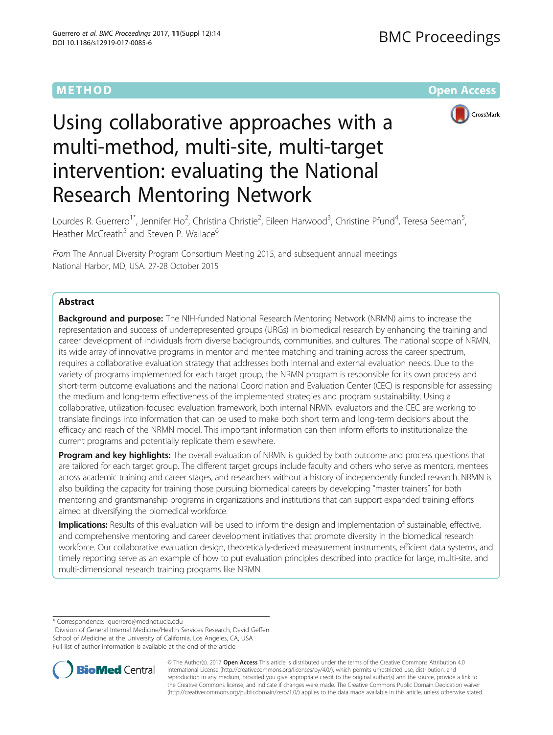METHOD Open Access

# Using collaborative approaches with a multi-method, multi-site, multi-target intervention: evaluating the National Research Mentoring Network

Lourdes R. Guerrero[1*], Jennifer Ho[2], Christina Christie[2], Eileen Harwood[3], Christine Pfund[4], Teresa Seeman[5], Heather McCreath[5] and Steven P. Wallace[6]

*From* The Annual Diversity Program Consortium Meeting 2015, and subsequent annual meetings
National Harbor, MD, USA. 27-28 October 2015

## Abstract

**Background and purpose:** The NIH-funded National Research Mentoring Network (NRMN) aims to increase the representation and success of underrepresented groups (URGs) in biomedical research by enhancing the training and career development of individuals from diverse backgrounds, communities, and cultures. The national scope of NRMN, its wide array of innovative programs in mentor and mentee matching and training across the career spectrum, requires a collaborative evaluation strategy that addresses both internal and external evaluation needs. Due to the variety of programs implemented for each target group, the NRMN program is responsible for its own process and short-term outcome evaluations and the national Coordination and Evaluation Center (CEC) is responsible for assessing the medium and long-term effectiveness of the implemented strategies and program sustainability. Using a collaborative, utilization-focused evaluation framework, both internal NRMN evaluators and the CEC are working to translate findings into information that can be used to make both short term and long-term decisions about the efficacy and reach of the NRMN model. This important information can then inform efforts to institutionalize the current programs and potentially replicate them elsewhere.

**Program and key highlights:** The overall evaluation of NRMN is guided by both outcome and process questions that are tailored for each target group. The different target groups include faculty and others who serve as mentors, mentees across academic training and career stages, and researchers without a history of independently funded research. NRMN is also building the capacity for training those pursuing biomedical careers by developing "master trainers" for both mentoring and grantsmanship programs in organizations and institutions that can support expanded training efforts aimed at diversifying the biomedical workforce.

**Implications:** Results of this evaluation will be used to inform the design and implementation of sustainable, effective, and comprehensive mentoring and career development initiatives that promote diversity in the biomedical research workforce. Our collaborative evaluation design, theoretically-derived measurement instruments, efficient data systems, and timely reporting serve as an example of how to put evaluation principles described into practice for large, multi-site, and multi-dimensional research training programs like NRMN.

\* Correspondence: lguerrero@mednet.ucla.edu
[1]Division of General Internal Medicine/Health Services Research, David Geffen School of Medicine at the University of California, Los Angeles, CA, USA
Full list of author information is available at the end of the article

© The Author(s). 2017 **Open Access** This article is distributed under the terms of the Creative Commons Attribution 4.0 International License (http://creativecommons.org/licenses/by/4.0/), which permits unrestricted use, distribution, and reproduction in any medium, provided you give appropriate credit to the original author(s) and the source, provide a link to the Creative Commons license, and indicate if changes were made. The Creative Commons Public Domain Dedication waiver (http://creativecommons.org/publicdomain/zero/1.0/) applies to the data made available in this article, unless otherwise stated.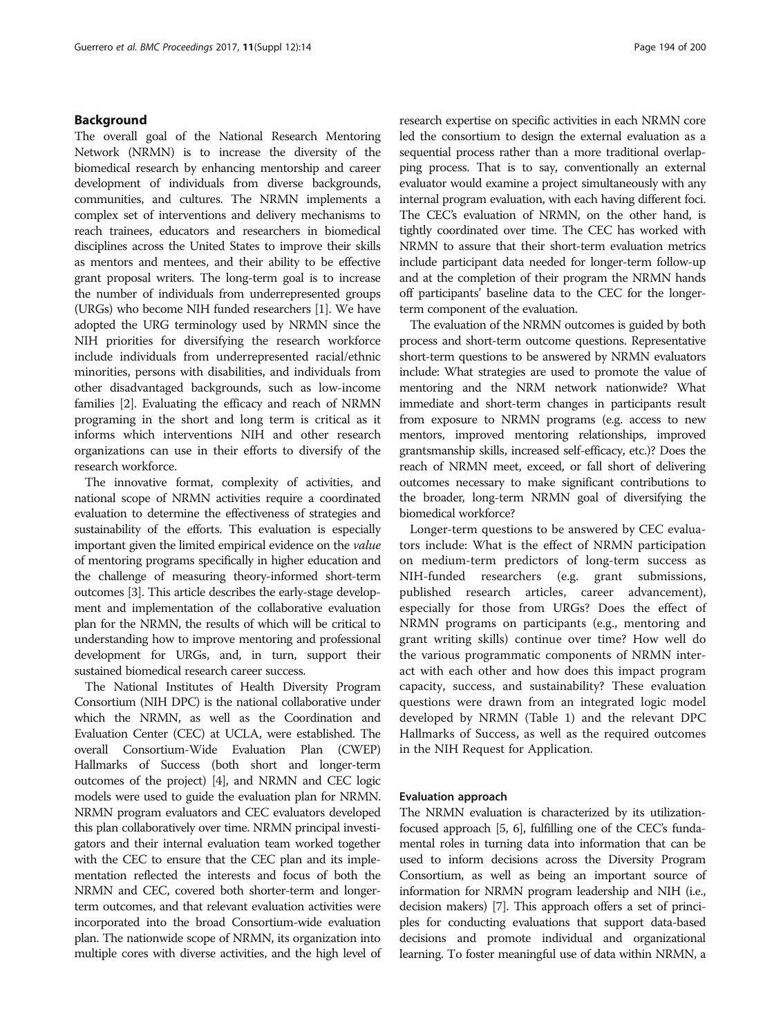## Background

The overall goal of the National Research Mentoring Network (NRMN) is to increase the diversity of the biomedical research by enhancing mentorship and career development of individuals from diverse backgrounds, communities, and cultures. The NRMN implements a complex set of interventions and delivery mechanisms to reach trainees, educators and researchers in biomedical disciplines across the United States to improve their skills as mentors and mentees, and their ability to be effective grant proposal writers. The long-term goal is to increase the number of individuals from underrepresented groups (URGs) who become NIH funded researchers [1]. We have adopted the URG terminology used by NRMN since the NIH priorities for diversifying the research workforce include individuals from underrepresented racial/ethnic minorities, persons with disabilities, and individuals from other disadvantaged backgrounds, such as low-income families [2]. Evaluating the efficacy and reach of NRMN programing in the short and long term is critical as it informs which interventions NIH and other research organizations can use in their efforts to diversify of the research workforce.

The innovative format, complexity of activities, and national scope of NRMN activities require a coordinated evaluation to determine the effectiveness of strategies and sustainability of the efforts. This evaluation is especially important given the limited empirical evidence on the *value* of mentoring programs specifically in higher education and the challenge of measuring theory-informed short-term outcomes [3]. This article describes the early-stage development and implementation of the collaborative evaluation plan for the NRMN, the results of which will be critical to understanding how to improve mentoring and professional development for URGs, and, in turn, support their sustained biomedical research career success.

The National Institutes of Health Diversity Program Consortium (NIH DPC) is the national collaborative under which the NRMN, as well as the Coordination and Evaluation Center (CEC) at UCLA, were established. The overall Consortium-Wide Evaluation Plan (CWEP) Hallmarks of Success (both short and longer-term outcomes of the project) [4], and NRMN and CEC logic models were used to guide the evaluation plan for NRMN. NRMN program evaluators and CEC evaluators developed this plan collaboratively over time. NRMN principal investigators and their internal evaluation team worked together with the CEC to ensure that the CEC plan and its implementation reflected the interests and focus of both the NRMN and CEC, covered both shorter-term and longer-term outcomes, and that relevant evaluation activities were incorporated into the broad Consortium-wide evaluation plan. The nationwide scope of NRMN, its organization into multiple cores with diverse activities, and the high level of research expertise on specific activities in each NRMN core led the consortium to design the external evaluation as a sequential process rather than a more traditional overlapping process. That is to say, conventionally an external evaluator would examine a project simultaneously with any internal program evaluation, with each having different foci. The CEC's evaluation of NRMN, on the other hand, is tightly coordinated over time. The CEC has worked with NRMN to assure that their short-term evaluation metrics include participant data needed for longer-term follow-up and at the completion of their program the NRMN hands off participants' baseline data to the CEC for the longer-term component of the evaluation.

The evaluation of the NRMN outcomes is guided by both process and short-term outcome questions. Representative short-term questions to be answered by NRMN evaluators include: What strategies are used to promote the value of mentoring and the NRM network nationwide? What immediate and short-term changes in participants result from exposure to NRMN programs (e.g. access to new mentors, improved mentoring relationships, improved grantsmanship skills, increased self-efficacy, etc.)? Does the reach of NRMN meet, exceed, or fall short of delivering outcomes necessary to make significant contributions to the broader, long-term NRMN goal of diversifying the biomedical workforce?

Longer-term questions to be answered by CEC evaluators include: What is the effect of NRMN participation on medium-term predictors of long-term success as NIH-funded researchers (e.g. grant submissions, published research articles, career advancement), especially for those from URGs? Does the effect of NRMN programs on participants (e.g., mentoring and grant writing skills) continue over time? How well do the various programmatic components of NRMN interact with each other and how does this impact program capacity, success, and sustainability? These evaluation questions were drawn from an integrated logic model developed by NRMN (Table 1) and the relevant DPC Hallmarks of Success, as well as the required outcomes in the NIH Request for Application.

### Evaluation approach

The NRMN evaluation is characterized by its utilization-focused approach [5, 6], fulfilling one of the CEC's fundamental roles in turning data into information that can be used to inform decisions across the Diversity Program Consortium, as well as being an important source of information for NRMN program leadership and NIH (i.e., decision makers) [7]. This approach offers a set of principles for conducting evaluations that support data-based decisions and promote individual and organizational learning. To foster meaningful use of data within NRMN, a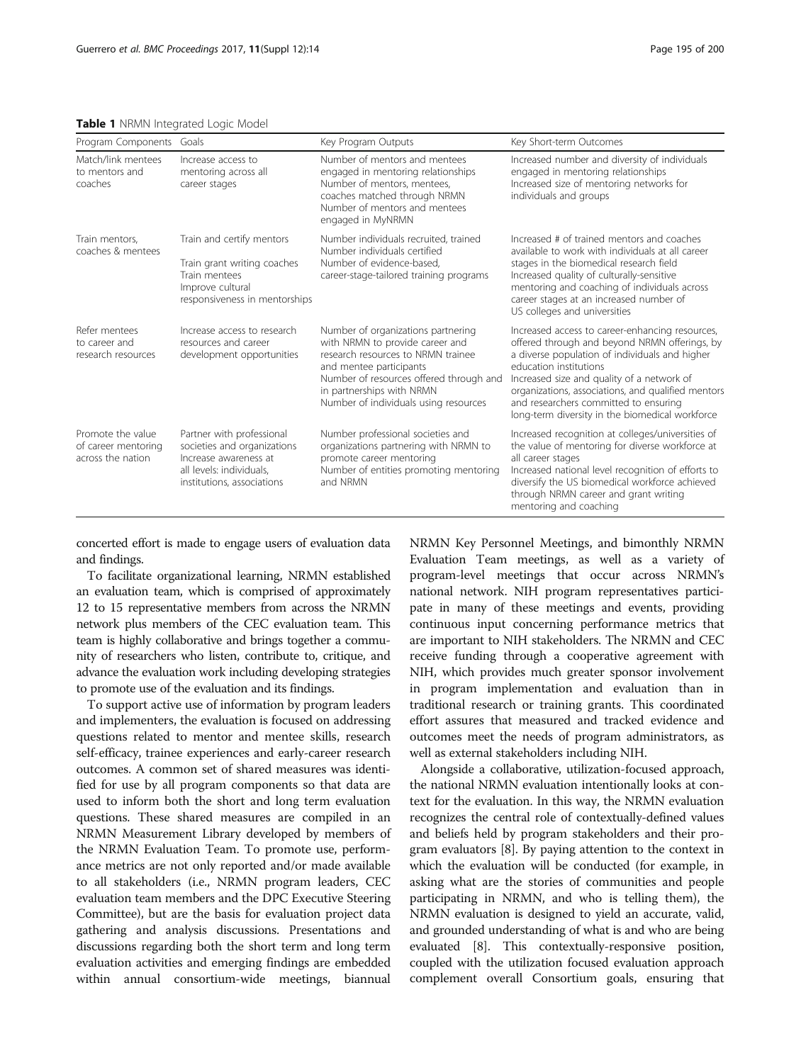**Table 1** NRMN Integrated Logic Model

| Program Components | Goals | Key Program Outputs | Key Short-term Outcomes |
|---|---|---|---|
| Match/link mentees to mentors and coaches | Increase access to mentoring across all career stages | Number of mentors and mentees engaged in mentoring relationships<br>Number of mentors, mentees, coaches matched through NRMN<br>Number of mentors and mentees engaged in MyNRMN | Increased number and diversity of individuals engaged in mentoring relationships<br>Increased size of mentoring networks for individuals and groups |
| Train mentors, coaches & mentees | Train and certify mentors<br>Train grant writing coaches<br>Train mentees<br>Improve cultural responsiveness in mentorships | Number individuals recruited, trained<br>Number individuals certified<br>Number of evidence-based, career-stage-tailored training programs | Increased # of trained mentors and coaches available to work with individuals at all career stages in the biomedical research field<br>Increased quality of culturally-sensitive mentoring and coaching of individuals across career stages at an increased number of US colleges and universities |
| Refer mentees to career and research resources | Increase access to research resources and career development opportunities | Number of organizations partnering with NRMN to provide career and research resources to NRMN trainee and mentee participants<br>Number of resources offered through and in partnerships with NRMN<br>Number of individuals using resources | Increased access to career-enhancing resources, offered through and beyond NRMN offerings, by a diverse population of individuals and higher education institutions<br>Increased size and quality of a network of organizations, associations, and qualified mentors and researchers committed to ensuring long-term diversity in the biomedical workforce |
| Promote the value of career mentoring across the nation | Partner with professional societies and organizations<br>Increase awareness at all levels: individuals, institutions, associations | Number professional societies and organizations partnering with NRMN to promote career mentoring<br>Number of entities promoting mentoring and NRMN | Increased recognition at colleges/universities of the value of mentoring for diverse workforce at all career stages<br>Increased national level recognition of efforts to diversify the US biomedical workforce achieved through NRMN career and grant writing mentoring and coaching |

concerted effort is made to engage users of evaluation data and findings.

To facilitate organizational learning, NRMN established an evaluation team, which is comprised of approximately 12 to 15 representative members from across the NRMN network plus members of the CEC evaluation team. This team is highly collaborative and brings together a community of researchers who listen, contribute to, critique, and advance the evaluation work including developing strategies to promote use of the evaluation and its findings.

To support active use of information by program leaders and implementers, the evaluation is focused on addressing questions related to mentor and mentee skills, research self-efficacy, trainee experiences and early-career research outcomes. A common set of shared measures was identified for use by all program components so that data are used to inform both the short and long term evaluation questions. These shared measures are compiled in an NRMN Measurement Library developed by members of the NRMN Evaluation Team. To promote use, performance metrics are not only reported and/or made available to all stakeholders (i.e., NRMN program leaders, CEC evaluation team members and the DPC Executive Steering Committee), but are the basis for evaluation project data gathering and analysis discussions. Presentations and discussions regarding both the short term and long term evaluation activities and emerging findings are embedded within annual consortium-wide meetings, biannual NRMN Key Personnel Meetings, and bimonthly NRMN Evaluation Team meetings, as well as a variety of program-level meetings that occur across NRMN's national network. NIH program representatives participate in many of these meetings and events, providing continuous input concerning performance metrics that are important to NIH stakeholders. The NRMN and CEC receive funding through a cooperative agreement with NIH, which provides much greater sponsor involvement in program implementation and evaluation than in traditional research or training grants. This coordinated effort assures that measured and tracked evidence and outcomes meet the needs of program administrators, as well as external stakeholders including NIH.

Alongside a collaborative, utilization-focused approach, the national NRMN evaluation intentionally looks at context for the evaluation. In this way, the NRMN evaluation recognizes the central role of contextually-defined values and beliefs held by program stakeholders and their program evaluators [8]. By paying attention to the context in which the evaluation will be conducted (for example, in asking what are the stories of communities and people participating in NRMN, and who is telling them), the NRMN evaluation is designed to yield an accurate, valid, and grounded understanding of what is and who are being evaluated [8]. This contextually-responsive position, coupled with the utilization focused evaluation approach complement overall Consortium goals, ensuring that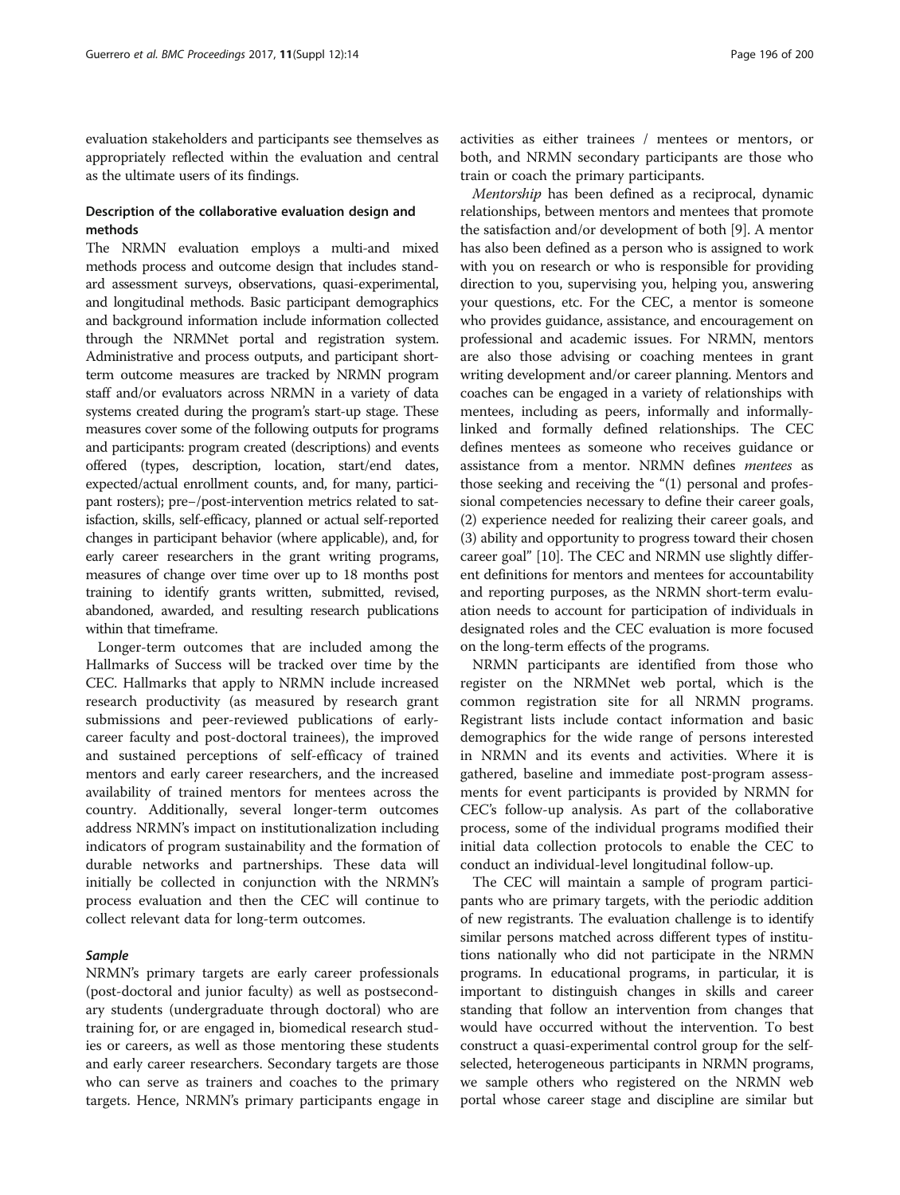evaluation stakeholders and participants see themselves as appropriately reflected within the evaluation and central as the ultimate users of its findings.

## Description of the collaborative evaluation design and methods

The NRMN evaluation employs a multi-and mixed methods process and outcome design that includes standard assessment surveys, observations, quasi-experimental, and longitudinal methods. Basic participant demographics and background information include information collected through the NRMNet portal and registration system. Administrative and process outputs, and participant short-term outcome measures are tracked by NRMN program staff and/or evaluators across NRMN in a variety of data systems created during the program's start-up stage. These measures cover some of the following outputs for programs and participants: program created (descriptions) and events offered (types, description, location, start/end dates, expected/actual enrollment counts, and, for many, participant rosters); pre−/post-intervention metrics related to satisfaction, skills, self-efficacy, planned or actual self-reported changes in participant behavior (where applicable), and, for early career researchers in the grant writing programs, measures of change over time over up to 18 months post training to identify grants written, submitted, revised, abandoned, awarded, and resulting research publications within that timeframe.

Longer-term outcomes that are included among the Hallmarks of Success will be tracked over time by the CEC. Hallmarks that apply to NRMN include increased research productivity (as measured by research grant submissions and peer-reviewed publications of early-career faculty and post-doctoral trainees), the improved and sustained perceptions of self-efficacy of trained mentors and early career researchers, and the increased availability of trained mentors for mentees across the country. Additionally, several longer-term outcomes address NRMN's impact on institutionalization including indicators of program sustainability and the formation of durable networks and partnerships. These data will initially be collected in conjunction with the NRMN's process evaluation and then the CEC will continue to collect relevant data for long-term outcomes.

### *Sample*

NRMN's primary targets are early career professionals (post-doctoral and junior faculty) as well as postsecondary students (undergraduate through doctoral) who are training for, or are engaged in, biomedical research studies or careers, as well as those mentoring these students and early career researchers. Secondary targets are those who can serve as trainers and coaches to the primary targets. Hence, NRMN's primary participants engage in activities as either trainees / mentees or mentors, or both, and NRMN secondary participants are those who train or coach the primary participants.

*Mentorship* has been defined as a reciprocal, dynamic relationships, between mentors and mentees that promote the satisfaction and/or development of both [9]. A mentor has also been defined as a person who is assigned to work with you on research or who is responsible for providing direction to you, supervising you, helping you, answering your questions, etc. For the CEC, a mentor is someone who provides guidance, assistance, and encouragement on professional and academic issues. For NRMN, mentors are also those advising or coaching mentees in grant writing development and/or career planning. Mentors and coaches can be engaged in a variety of relationships with mentees, including as peers, informally and informally-linked and formally defined relationships. The CEC defines mentees as someone who receives guidance or assistance from a mentor. NRMN defines *mentees* as those seeking and receiving the "(1) personal and professional competencies necessary to define their career goals, (2) experience needed for realizing their career goals, and (3) ability and opportunity to progress toward their chosen career goal" [10]. The CEC and NRMN use slightly different definitions for mentors and mentees for accountability and reporting purposes, as the NRMN short-term evaluation needs to account for participation of individuals in designated roles and the CEC evaluation is more focused on the long-term effects of the programs.

NRMN participants are identified from those who register on the NRMNet web portal, which is the common registration site for all NRMN programs. Registrant lists include contact information and basic demographics for the wide range of persons interested in NRMN and its events and activities. Where it is gathered, baseline and immediate post-program assessments for event participants is provided by NRMN for CEC's follow-up analysis. As part of the collaborative process, some of the individual programs modified their initial data collection protocols to enable the CEC to conduct an individual-level longitudinal follow-up.

The CEC will maintain a sample of program participants who are primary targets, with the periodic addition of new registrants. The evaluation challenge is to identify similar persons matched across different types of institutions nationally who did not participate in the NRMN programs. In educational programs, in particular, it is important to distinguish changes in skills and career standing that follow an intervention from changes that would have occurred without the intervention. To best construct a quasi-experimental control group for the self-selected, heterogeneous participants in NRMN programs, we sample others who registered on the NRMN web portal whose career stage and discipline are similar but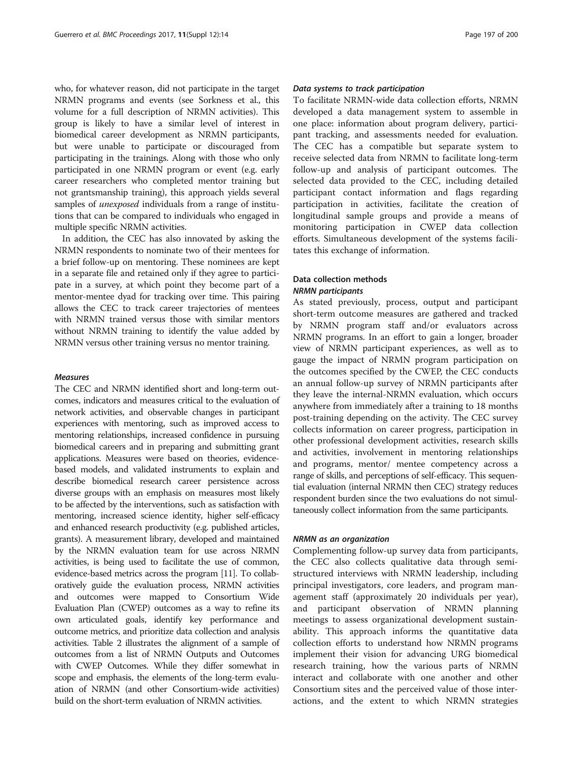who, for whatever reason, did not participate in the target NRMN programs and events (see Sorkness et al., this volume for a full description of NRMN activities). This group is likely to have a similar level of interest in biomedical career development as NRMN participants, but were unable to participate or discouraged from participating in the trainings. Along with those who only participated in one NRMN program or event (e.g. early career researchers who completed mentor training but not grantsmanship training), this approach yields several samples of *unexposed* individuals from a range of institutions that can be compared to individuals who engaged in multiple specific NRMN activities.

In addition, the CEC has also innovated by asking the NRMN respondents to nominate two of their mentees for a brief follow-up on mentoring. These nominees are kept in a separate file and retained only if they agree to participate in a survey, at which point they become part of a mentor-mentee dyad for tracking over time. This pairing allows the CEC to track career trajectories of mentees with NRMN trained versus those with similar mentors without NRMN training to identify the value added by NRMN versus other training versus no mentor training.

#### *Measures*

The CEC and NRMN identified short and long-term outcomes, indicators and measures critical to the evaluation of network activities, and observable changes in participant experiences with mentoring, such as improved access to mentoring relationships, increased confidence in pursuing biomedical careers and in preparing and submitting grant applications. Measures were based on theories, evidence-based models, and validated instruments to explain and describe biomedical research career persistence across diverse groups with an emphasis on measures most likely to be affected by the interventions, such as satisfaction with mentoring, increased science identity, higher self-efficacy and enhanced research productivity (e.g. published articles, grants). A measurement library, developed and maintained by the NRMN evaluation team for use across NRMN activities, is being used to facilitate the use of common, evidence-based metrics across the program [11]. To collaboratively guide the evaluation process, NRMN activities and outcomes were mapped to Consortium Wide Evaluation Plan (CWEP) outcomes as a way to refine its own articulated goals, identify key performance and outcome metrics, and prioritize data collection and analysis activities. Table 2 illustrates the alignment of a sample of outcomes from a list of NRMN Outputs and Outcomes with CWEP Outcomes. While they differ somewhat in scope and emphasis, the elements of the long-term evaluation of NRMN (and other Consortium-wide activities) build on the short-term evaluation of NRMN activities.

#### *Data systems to track participation*

To facilitate NRMN-wide data collection efforts, NRMN developed a data management system to assemble in one place: information about program delivery, participant tracking, and assessments needed for evaluation. The CEC has a compatible but separate system to receive selected data from NRMN to facilitate long-term follow-up and analysis of participant outcomes. The selected data provided to the CEC, including detailed participant contact information and flags regarding participation in activities, facilitate the creation of longitudinal sample groups and provide a means of monitoring participation in CWEP data collection efforts. Simultaneous development of the systems facilitates this exchange of information.

### Data collection methods

#### *NRMN participants*

As stated previously, process, output and participant short-term outcome measures are gathered and tracked by NRMN program staff and/or evaluators across NRMN programs. In an effort to gain a longer, broader view of NRMN participant experiences, as well as to gauge the impact of NRMN program participation on the outcomes specified by the CWEP, the CEC conducts an annual follow-up survey of NRMN participants after they leave the internal-NRMN evaluation, which occurs anywhere from immediately after a training to 18 months post-training depending on the activity. The CEC survey collects information on career progress, participation in other professional development activities, research skills and activities, involvement in mentoring relationships and programs, mentor/ mentee competency across a range of skills, and perceptions of self-efficacy. This sequential evaluation (internal NRMN then CEC) strategy reduces respondent burden since the two evaluations do not simultaneously collect information from the same participants.

#### *NRMN as an organization*

Complementing follow-up survey data from participants, the CEC also collects qualitative data through semi-structured interviews with NRMN leadership, including principal investigators, core leaders, and program management staff (approximately 20 individuals per year), and participant observation of NRMN planning meetings to assess organizational development sustainability. This approach informs the quantitative data collection efforts to understand how NRMN programs implement their vision for advancing URG biomedical research training, how the various parts of NRMN interact and collaborate with one another and other Consortium sites and the perceived value of those interactions, and the extent to which NRMN strategies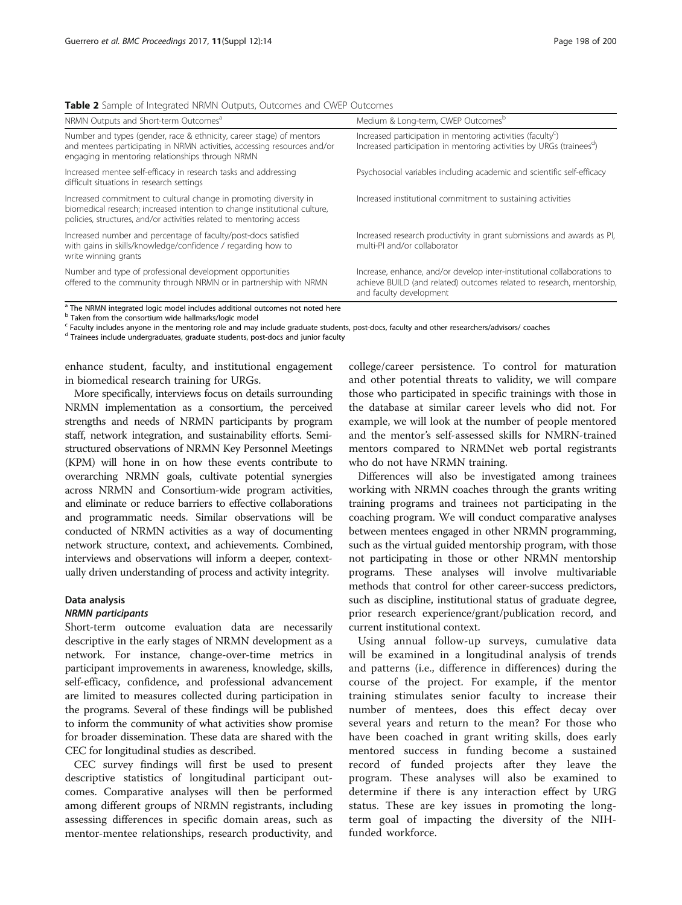**Table 2** Sample of Integrated NRMN Outputs, Outcomes and CWEP Outcomes

| NRMN Outputs and Short-term Outcomes[a] | Medium & Long-term, CWEP Outcomes[b] |
|---|---|
| Number and types (gender, race & ethnicity, career stage) of mentors and mentees participating in NRMN activities, accessing resources and/or engaging in mentoring relationships through NRMN | Increased participation in mentoring activities (faculty[c]) Increased participation in mentoring activities by URGs (trainees[d]) |
| Increased mentee self-efficacy in research tasks and addressing difficult situations in research settings | Psychosocial variables including academic and scientific self-efficacy |
| Increased commitment to cultural change in promoting diversity in biomedical research; increased intention to change institutional culture, policies, structures, and/or activities related to mentoring access | Increased institutional commitment to sustaining activities |
| Increased number and percentage of faculty/post-docs satisfied with gains in skills/knowledge/confidence / regarding how to write winning grants | Increased research productivity in grant submissions and awards as PI, multi-PI and/or collaborator |
| Number and type of professional development opportunities offered to the community through NRMN or in partnership with NRMN | Increase, enhance, and/or develop inter-institutional collaborations to achieve BUILD (and related) outcomes related to research, mentorship, and faculty development |

[a] The NRMN integrated logic model includes additional outcomes not noted here
[b] Taken from the consortium wide hallmarks/logic model
[c] Faculty includes anyone in the mentoring role and may include graduate students, post-docs, faculty and other researchers/advisors/ coaches
[d] Trainees include undergraduates, graduate students, post-docs and junior faculty

enhance student, faculty, and institutional engagement in biomedical research training for URGs.

More specifically, interviews focus on details surrounding NRMN implementation as a consortium, the perceived strengths and needs of NRMN participants by program staff, network integration, and sustainability efforts. Semi-structured observations of NRMN Key Personnel Meetings (KPM) will hone in on how these events contribute to overarching NRMN goals, cultivate potential synergies across NRMN and Consortium-wide program activities, and eliminate or reduce barriers to effective collaborations and programmatic needs. Similar observations will be conducted of NRMN activities as a way of documenting network structure, context, and achievements. Combined, interviews and observations will inform a deeper, contextually driven understanding of process and activity integrity.

## Data analysis

### *NRMN participants*

Short-term outcome evaluation data are necessarily descriptive in the early stages of NRMN development as a network. For instance, change-over-time metrics in participant improvements in awareness, knowledge, skills, self-efficacy, confidence, and professional advancement are limited to measures collected during participation in the programs. Several of these findings will be published to inform the community of what activities show promise for broader dissemination. These data are shared with the CEC for longitudinal studies as described.

CEC survey findings will first be used to present descriptive statistics of longitudinal participant outcomes. Comparative analyses will then be performed among different groups of NRMN registrants, including assessing differences in specific domain areas, such as mentor-mentee relationships, research productivity, and college/career persistence. To control for maturation and other potential threats to validity, we will compare those who participated in specific trainings with those in the database at similar career levels who did not. For example, we will look at the number of people mentored and the mentor's self-assessed skills for NMRN-trained mentors compared to NRMNet web portal registrants who do not have NRMN training.

Differences will also be investigated among trainees working with NRMN coaches through the grants writing training programs and trainees not participating in the coaching program. We will conduct comparative analyses between mentees engaged in other NRMN programming, such as the virtual guided mentorship program, with those not participating in those or other NRMN mentorship programs. These analyses will involve multivariable methods that control for other career-success predictors, such as discipline, institutional status of graduate degree, prior research experience/grant/publication record, and current institutional context.

Using annual follow-up surveys, cumulative data will be examined in a longitudinal analysis of trends and patterns (i.e., difference in differences) during the course of the project. For example, if the mentor training stimulates senior faculty to increase their number of mentees, does this effect decay over several years and return to the mean? For those who have been coached in grant writing skills, does early mentored success in funding become a sustained record of funded projects after they leave the program. These analyses will also be examined to determine if there is any interaction effect by URG status. These are key issues in promoting the long-term goal of impacting the diversity of the NIH-funded workforce.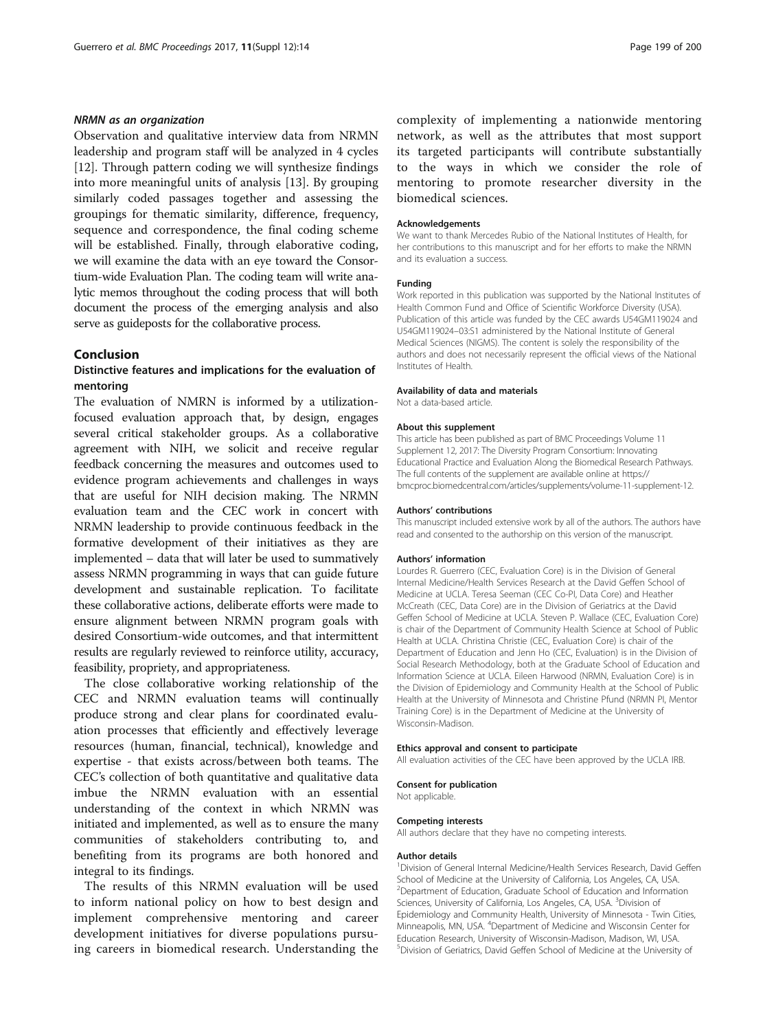#### *NRMN as an organization*

Observation and qualitative interview data from NRMN leadership and program staff will be analyzed in 4 cycles [12]. Through pattern coding we will synthesize findings into more meaningful units of analysis [13]. By grouping similarly coded passages together and assessing the groupings for thematic similarity, difference, frequency, sequence and correspondence, the final coding scheme will be established. Finally, through elaborative coding, we will examine the data with an eye toward the Consortium-wide Evaluation Plan. The coding team will write analytic memos throughout the coding process that will both document the process of the emerging analysis and also serve as guideposts for the collaborative process.

## Conclusion

### Distinctive features and implications for the evaluation of mentoring

The evaluation of NMRN is informed by a utilization-focused evaluation approach that, by design, engages several critical stakeholder groups. As a collaborative agreement with NIH, we solicit and receive regular feedback concerning the measures and outcomes used to evidence program achievements and challenges in ways that are useful for NIH decision making. The NRMN evaluation team and the CEC work in concert with NRMN leadership to provide continuous feedback in the formative development of their initiatives as they are implemented – data that will later be used to summatively assess NRMN programming in ways that can guide future development and sustainable replication. To facilitate these collaborative actions, deliberate efforts were made to ensure alignment between NRMN program goals with desired Consortium-wide outcomes, and that intermittent results are regularly reviewed to reinforce utility, accuracy, feasibility, propriety, and appropriateness.

The close collaborative working relationship of the CEC and NRMN evaluation teams will continually produce strong and clear plans for coordinated evaluation processes that efficiently and effectively leverage resources (human, financial, technical), knowledge and expertise - that exists across/between both teams. The CEC's collection of both quantitative and qualitative data imbue the NRMN evaluation with an essential understanding of the context in which NRMN was initiated and implemented, as well as to ensure the many communities of stakeholders contributing to, and benefiting from its programs are both honored and integral to its findings.

The results of this NRMN evaluation will be used to inform national policy on how to best design and implement comprehensive mentoring and career development initiatives for diverse populations pursuing careers in biomedical research. Understanding the complexity of implementing a nationwide mentoring network, as well as the attributes that most support its targeted participants will contribute substantially to the ways in which we consider the role of mentoring to promote researcher diversity in the biomedical sciences.

#### Acknowledgements

We want to thank Mercedes Rubio of the National Institutes of Health, for her contributions to this manuscript and for her efforts to make the NRMN and its evaluation a success.

#### Funding

Work reported in this publication was supported by the National Institutes of Health Common Fund and Office of Scientific Workforce Diversity (USA). Publication of this article was funded by the CEC awards U54GM119024 and U54GM119024–03:S1 administered by the National Institute of General Medical Sciences (NIGMS). The content is solely the responsibility of the authors and does not necessarily represent the official views of the National Institutes of Health.

#### Availability of data and materials

Not a data-based article.

#### About this supplement

This article has been published as part of BMC Proceedings Volume 11 Supplement 12, 2017: The Diversity Program Consortium: Innovating Educational Practice and Evaluation Along the Biomedical Research Pathways. The full contents of the supplement are available online at https://bmcproc.biomedcentral.com/articles/supplements/volume-11-supplement-12.

#### Authors' contributions

This manuscript included extensive work by all of the authors. The authors have read and consented to the authorship on this version of the manuscript.

#### Authors' information

Lourdes R. Guerrero (CEC, Evaluation Core) is in the Division of General Internal Medicine/Health Services Research at the David Geffen School of Medicine at UCLA. Teresa Seeman (CEC Co-PI, Data Core) and Heather McCreath (CEC, Data Core) are in the Division of Geriatrics at the David Geffen School of Medicine at UCLA. Steven P. Wallace (CEC, Evaluation Core) is chair of the Department of Community Health Science at School of Public Health at UCLA. Christina Christie (CEC, Evaluation Core) is chair of the Department of Education and Jenn Ho (CEC, Evaluation) is in the Division of Social Research Methodology, both at the Graduate School of Education and Information Science at UCLA. Eileen Harwood (NRMN, Evaluation Core) is in the Division of Epidemiology and Community Health at the School of Public Health at the University of Minnesota and Christine Pfund (NRMN PI, Mentor Training Core) is in the Department of Medicine at the University of Wisconsin-Madison.

#### Ethics approval and consent to participate

All evaluation activities of the CEC have been approved by the UCLA IRB.

#### Consent for publication

Not applicable.

#### Competing interests

All authors declare that they have no competing interests.

#### Author details

[1]Division of General Internal Medicine/Health Services Research, David Geffen School of Medicine at the University of California, Los Angeles, CA, USA. [2]Department of Education, Graduate School of Education and Information Sciences, University of California, Los Angeles, CA, USA. [3]Division of Epidemiology and Community Health, University of Minnesota - Twin Cities, Minneapolis, MN, USA. [4]Department of Medicine and Wisconsin Center for Education Research, University of Wisconsin-Madison, Madison, WI, USA. [5]Division of Geriatrics, David Geffen School of Medicine at the University of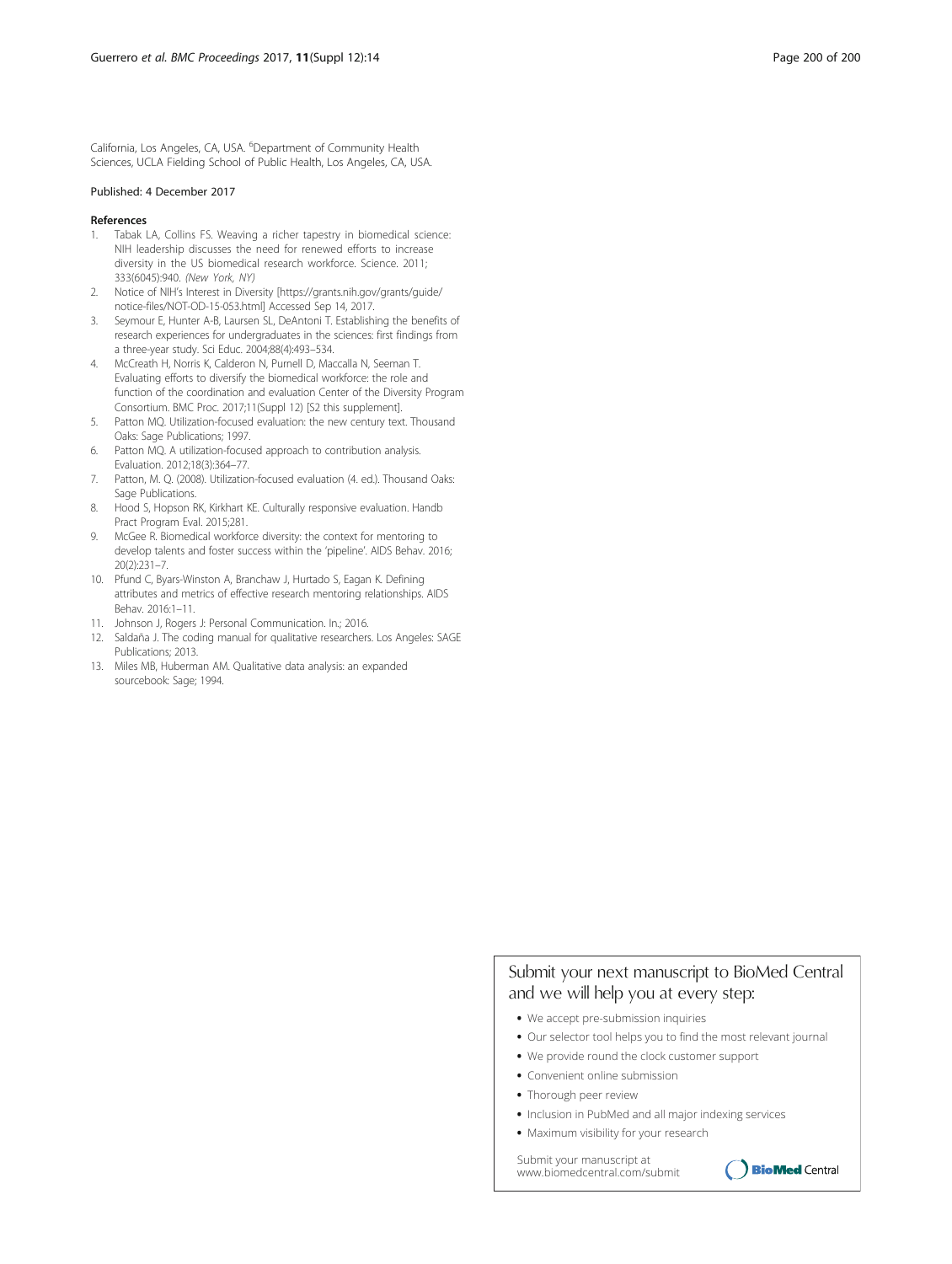California, Los Angeles, CA, USA. [6]Department of Community Health Sciences, UCLA Fielding School of Public Health, Los Angeles, CA, USA.

Published: 4 December 2017

#### References

1. Tabak LA, Collins FS. Weaving a richer tapestry in biomedical science: NIH leadership discusses the need for renewed efforts to increase diversity in the US biomedical research workforce. Science. 2011; 333(6045):940. *(New York, NY)*
2. Notice of NIH's Interest in Diversity [https://grants.nih.gov/grants/guide/notice-files/NOT-OD-15-053.html] Accessed Sep 14, 2017.
3. Seymour E, Hunter A-B, Laursen SL, DeAntoni T. Establishing the benefits of research experiences for undergraduates in the sciences: first findings from a three-year study. Sci Educ. 2004;88(4):493–534.
4. McCreath H, Norris K, Calderon N, Purnell D, Maccalla N, Seeman T. Evaluating efforts to diversify the biomedical workforce: the role and function of the coordination and evaluation Center of the Diversity Program Consortium. BMC Proc. 2017;11(Suppl 12) [S2 this supplement].
5. Patton MQ. Utilization-focused evaluation: the new century text. Thousand Oaks: Sage Publications; 1997.
6. Patton MQ. A utilization-focused approach to contribution analysis. Evaluation. 2012;18(3):364–77.
7. Patton, M. Q. (2008). Utilization-focused evaluation (4. ed.). Thousand Oaks: Sage Publications.
8. Hood S, Hopson RK, Kirkhart KE. Culturally responsive evaluation. Handb Pract Program Eval. 2015;281.
9. McGee R. Biomedical workforce diversity: the context for mentoring to develop talents and foster success within the 'pipeline'. AIDS Behav. 2016; 20(2):231–7.
10. Pfund C, Byars-Winston A, Branchaw J, Hurtado S, Eagan K. Defining attributes and metrics of effective research mentoring relationships. AIDS Behav. 2016:1–11.
11. Johnson J, Rogers J: Personal Communication. In.; 2016.
12. Saldaña J. The coding manual for qualitative researchers. Los Angeles: SAGE Publications; 2013.
13. Miles MB, Huberman AM. Qualitative data analysis: an expanded sourcebook: Sage; 1994.

Submit your next manuscript to BioMed Central and we will help you at every step:

- We accept pre-submission inquiries
- Our selector tool helps you to find the most relevant journal
- We provide round the clock customer support
- Convenient online submission
- Thorough peer review
- Inclusion in PubMed and all major indexing services
- Maximum visibility for your research

Submit your manuscript at www.biomedcentral.com/submit

BioMed Central